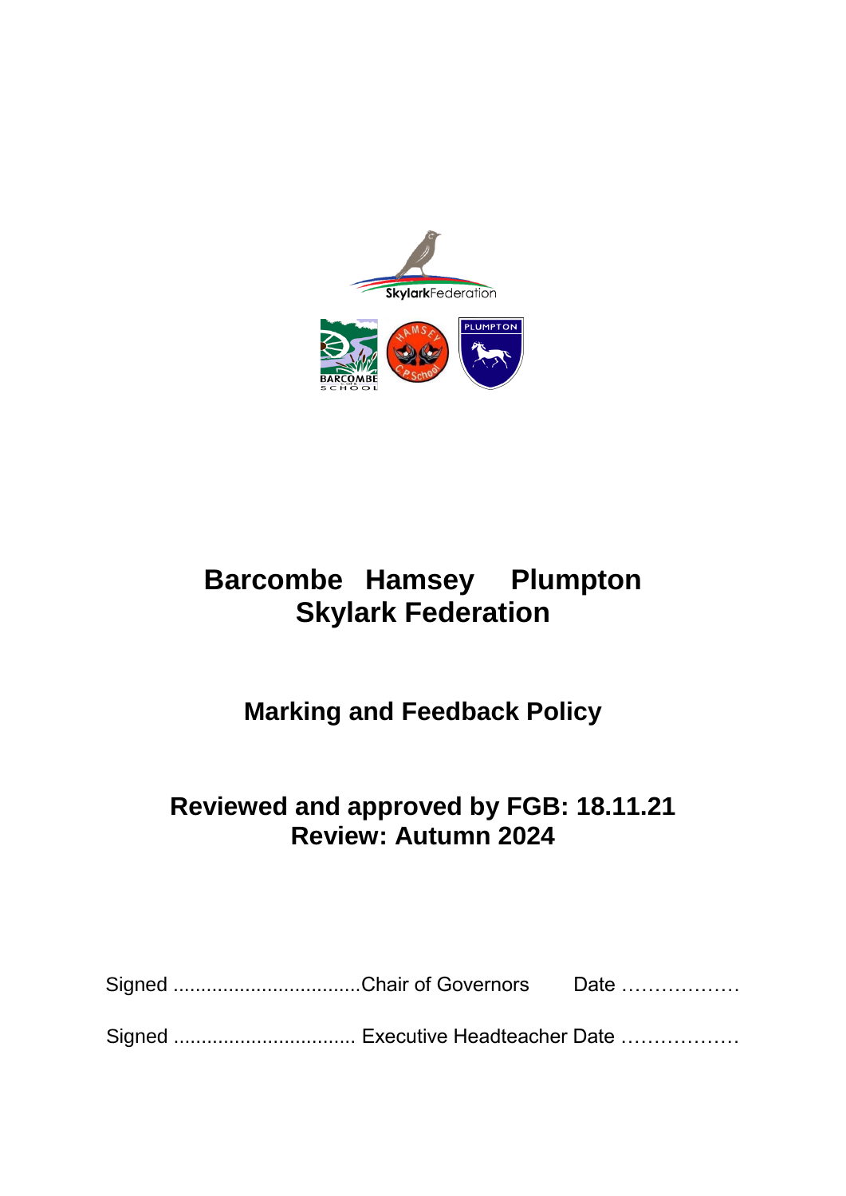# Barcombe Hamsey Plumpton
# Skylark Federation

## Marking and Feedback Policy

## Reviewed and approved by FGB: 18.11.21
## Review: Autumn 2024

Signed .................................Chair of Governors Date ………………

Signed ................................ Executive Headteacher Date ………………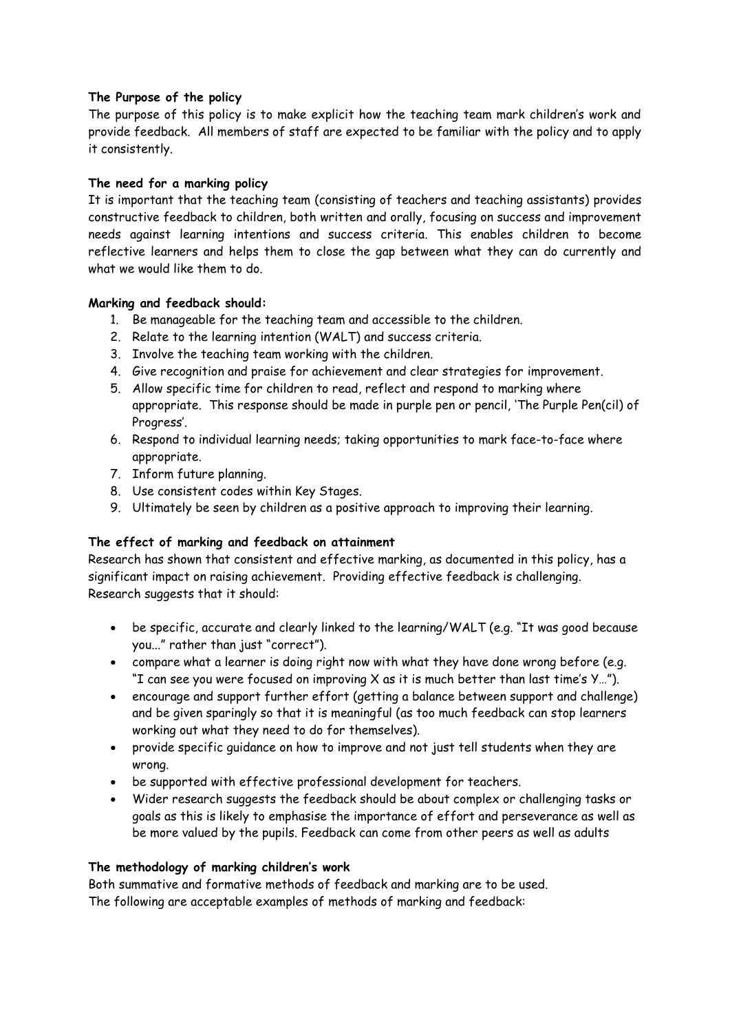**The Purpose of the policy**

The purpose of this policy is to make explicit how the teaching team mark children's work and provide feedback. All members of staff are expected to be familiar with the policy and to apply it consistently.

**The need for a marking policy**

It is important that the teaching team (consisting of teachers and teaching assistants) provides constructive feedback to children, both written and orally, focusing on success and improvement needs against learning intentions and success criteria. This enables children to become reflective learners and helps them to close the gap between what they can do currently and what we would like them to do.

**Marking and feedback should:**

1. Be manageable for the teaching team and accessible to the children.
2. Relate to the learning intention (WALT) and success criteria.
3. Involve the teaching team working with the children.
4. Give recognition and praise for achievement and clear strategies for improvement.
5. Allow specific time for children to read, reflect and respond to marking where appropriate. This response should be made in purple pen or pencil, 'The Purple Pen(cil) of Progress'.
6. Respond to individual learning needs; taking opportunities to mark face-to-face where appropriate.
7. Inform future planning.
8. Use consistent codes within Key Stages.
9. Ultimately be seen by children as a positive approach to improving their learning.

**The effect of marking and feedback on attainment**

Research has shown that consistent and effective marking, as documented in this policy, has a significant impact on raising achievement. Providing effective feedback is challenging. Research suggests that it should:

- be specific, accurate and clearly linked to the learning/WALT (e.g. "It was good because you..." rather than just "correct").
- compare what a learner is doing right now with what they have done wrong before (e.g. "I can see you were focused on improving X as it is much better than last time's Y…").
- encourage and support further effort (getting a balance between support and challenge) and be given sparingly so that it is meaningful (as too much feedback can stop learners working out what they need to do for themselves).
- provide specific guidance on how to improve and not just tell students when they are wrong.
- be supported with effective professional development for teachers.
- Wider research suggests the feedback should be about complex or challenging tasks or goals as this is likely to emphasise the importance of effort and perseverance as well as be more valued by the pupils. Feedback can come from other peers as well as adults

**The methodology of marking children's work**

Both summative and formative methods of feedback and marking are to be used.
The following are acceptable examples of methods of marking and feedback: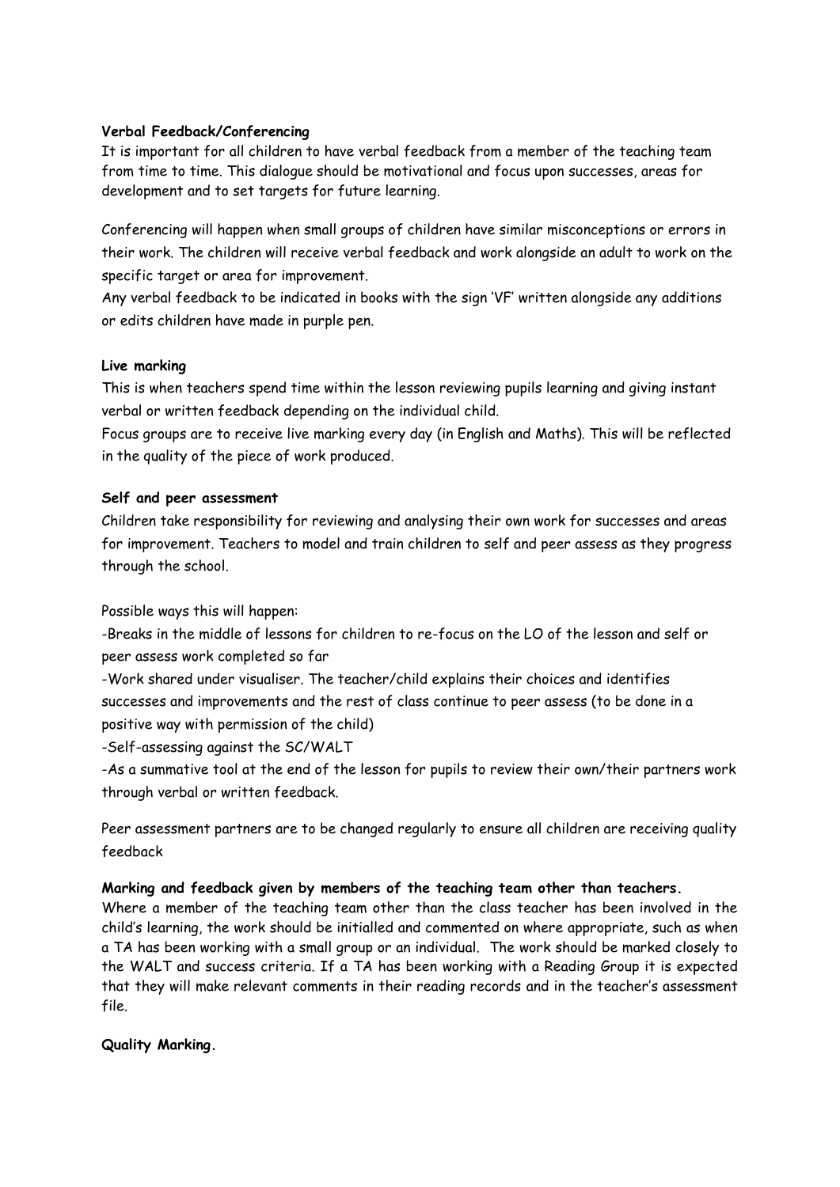**Verbal Feedback/Conferencing**

It is important for all children to have verbal feedback from a member of the teaching team from time to time. This dialogue should be motivational and focus upon successes, areas for development and to set targets for future learning.

Conferencing will happen when small groups of children have similar misconceptions or errors in their work. The children will receive verbal feedback and work alongside an adult to work on the specific target or area for improvement.

Any verbal feedback to be indicated in books with the sign 'VF' written alongside any additions or edits children have made in purple pen.

**Live marking**

This is when teachers spend time within the lesson reviewing pupils learning and giving instant verbal or written feedback depending on the individual child.

Focus groups are to receive live marking every day (in English and Maths). This will be reflected in the quality of the piece of work produced.

**Self and peer assessment**

Children take responsibility for reviewing and analysing their own work for successes and areas for improvement. Teachers to model and train children to self and peer assess as they progress through the school.

Possible ways this will happen:

-Breaks in the middle of lessons for children to re-focus on the LO of the lesson and self or peer assess work completed so far

-Work shared under visualiser. The teacher/child explains their choices and identifies successes and improvements and the rest of class continue to peer assess (to be done in a positive way with permission of the child)

-Self-assessing against the SC/WALT

-As a summative tool at the end of the lesson for pupils to review their own/their partners work through verbal or written feedback.

Peer assessment partners are to be changed regularly to ensure all children are receiving quality feedback

**Marking and feedback given by members of the teaching team other than teachers.**

Where a member of the teaching team other than the class teacher has been involved in the child's learning, the work should be initialled and commented on where appropriate, such as when a TA has been working with a small group or an individual. The work should be marked closely to the WALT and success criteria. If a TA has been working with a Reading Group it is expected that they will make relevant comments in their reading records and in the teacher's assessment file.

**Quality Marking.**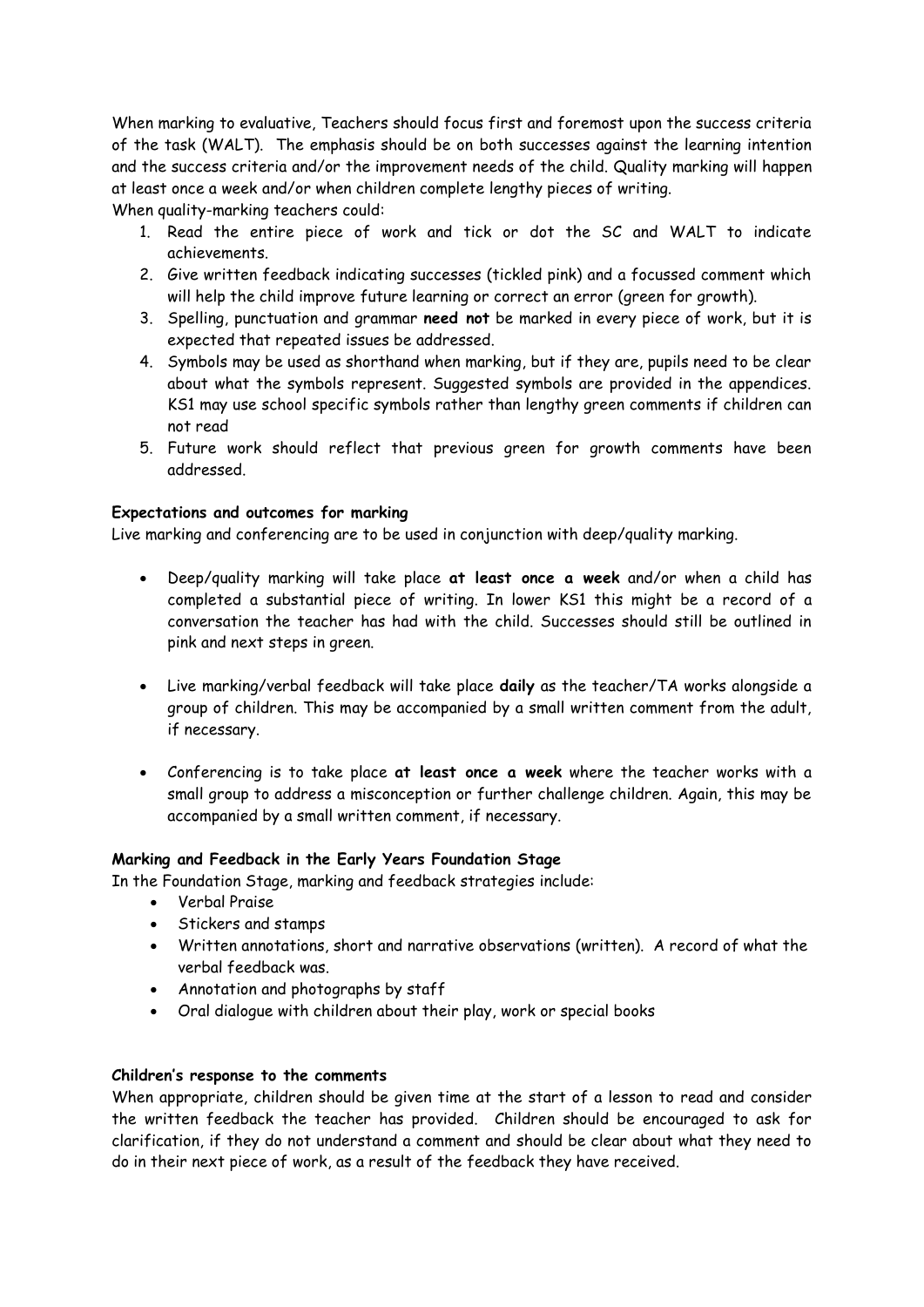When marking to evaluative, Teachers should focus first and foremost upon the success criteria of the task (WALT). The emphasis should be on both successes against the learning intention and the success criteria and/or the improvement needs of the child. Quality marking will happen at least once a week and/or when children complete lengthy pieces of writing.

When quality-marking teachers could:

1. Read the entire piece of work and tick or dot the SC and WALT to indicate achievements.
2. Give written feedback indicating successes (tickled pink) and a focussed comment which will help the child improve future learning or correct an error (green for growth).
3. Spelling, punctuation and grammar **need not** be marked in every piece of work, but it is expected that repeated issues be addressed.
4. Symbols may be used as shorthand when marking, but if they are, pupils need to be clear about what the symbols represent. Suggested symbols are provided in the appendices. KS1 may use school specific symbols rather than lengthy green comments if children can not read
5. Future work should reflect that previous green for growth comments have been addressed.

**Expectations and outcomes for marking**

Live marking and conferencing are to be used in conjunction with deep/quality marking.

- Deep/quality marking will take place **at least once a week** and/or when a child has completed a substantial piece of writing. In lower KS1 this might be a record of a conversation the teacher has had with the child. Successes should still be outlined in pink and next steps in green.

- Live marking/verbal feedback will take place **daily** as the teacher/TA works alongside a group of children. This may be accompanied by a small written comment from the adult, if necessary.

- Conferencing is to take place **at least once a week** where the teacher works with a small group to address a misconception or further challenge children. Again, this may be accompanied by a small written comment, if necessary.

**Marking and Feedback in the Early Years Foundation Stage**

In the Foundation Stage, marking and feedback strategies include:

- Verbal Praise
- Stickers and stamps
- Written annotations, short and narrative observations (written). A record of what the verbal feedback was.
- Annotation and photographs by staff
- Oral dialogue with children about their play, work or special books

**Children's response to the comments**

When appropriate, children should be given time at the start of a lesson to read and consider the written feedback the teacher has provided. Children should be encouraged to ask for clarification, if they do not understand a comment and should be clear about what they need to do in their next piece of work, as a result of the feedback they have received.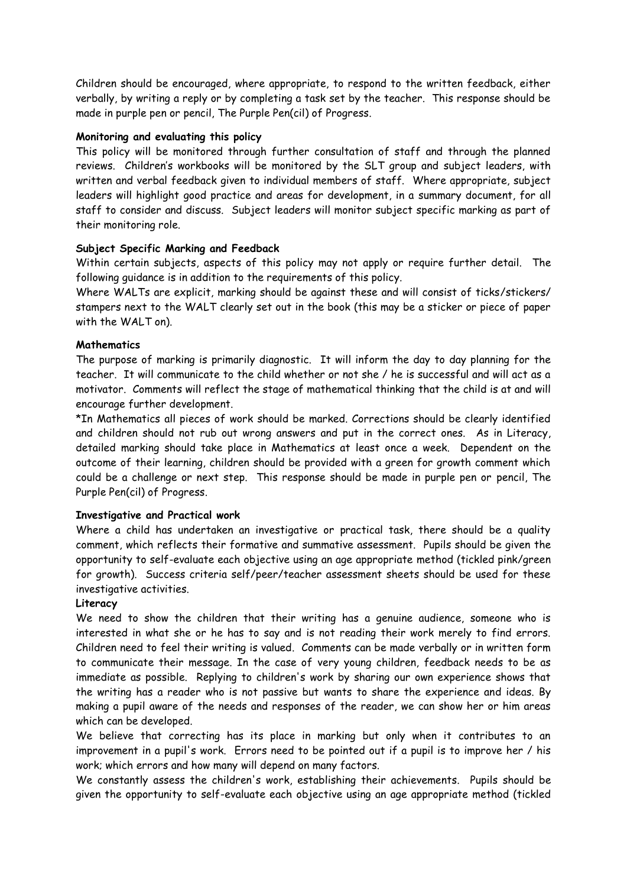Children should be encouraged, where appropriate, to respond to the written feedback, either verbally, by writing a reply or by completing a task set by the teacher. This response should be made in purple pen or pencil, The Purple Pen(cil) of Progress.

**Monitoring and evaluating this policy**

This policy will be monitored through further consultation of staff and through the planned reviews. Children's workbooks will be monitored by the SLT group and subject leaders, with written and verbal feedback given to individual members of staff. Where appropriate, subject leaders will highlight good practice and areas for development, in a summary document, for all staff to consider and discuss. Subject leaders will monitor subject specific marking as part of their monitoring role.

**Subject Specific Marking and Feedback**

Within certain subjects, aspects of this policy may not apply or require further detail. The following guidance is in addition to the requirements of this policy.

Where WALTs are explicit, marking should be against these and will consist of ticks/stickers/ stampers next to the WALT clearly set out in the book (this may be a sticker or piece of paper with the WALT on).

**Mathematics**

The purpose of marking is primarily diagnostic. It will inform the day to day planning for the teacher. It will communicate to the child whether or not she / he is successful and will act as a motivator. Comments will reflect the stage of mathematical thinking that the child is at and will encourage further development.

*In Mathematics all pieces of work should be marked. Corrections should be clearly identified and children should not rub out wrong answers and put in the correct ones. As in Literacy, detailed marking should take place in Mathematics at least once a week. Dependent on the outcome of their learning, children should be provided with a green for growth comment which could be a challenge or next step. This response should be made in purple pen or pencil, The Purple Pen(cil) of Progress.

**Investigative and Practical work**

Where a child has undertaken an investigative or practical task, there should be a quality comment, which reflects their formative and summative assessment. Pupils should be given the opportunity to self-evaluate each objective using an age appropriate method (tickled pink/green for growth). Success criteria self/peer/teacher assessment sheets should be used for these investigative activities.

**Literacy**

We need to show the children that their writing has a genuine audience, someone who is interested in what she or he has to say and is not reading their work merely to find errors. Children need to feel their writing is valued. Comments can be made verbally or in written form to communicate their message. In the case of very young children, feedback needs to be as immediate as possible. Replying to children's work by sharing our own experience shows that the writing has a reader who is not passive but wants to share the experience and ideas. By making a pupil aware of the needs and responses of the reader, we can show her or him areas which can be developed.

We believe that correcting has its place in marking but only when it contributes to an improvement in a pupil's work. Errors need to be pointed out if a pupil is to improve her / his work; which errors and how many will depend on many factors.

We constantly assess the children's work, establishing their achievements. Pupils should be given the opportunity to self-evaluate each objective using an age appropriate method (tickled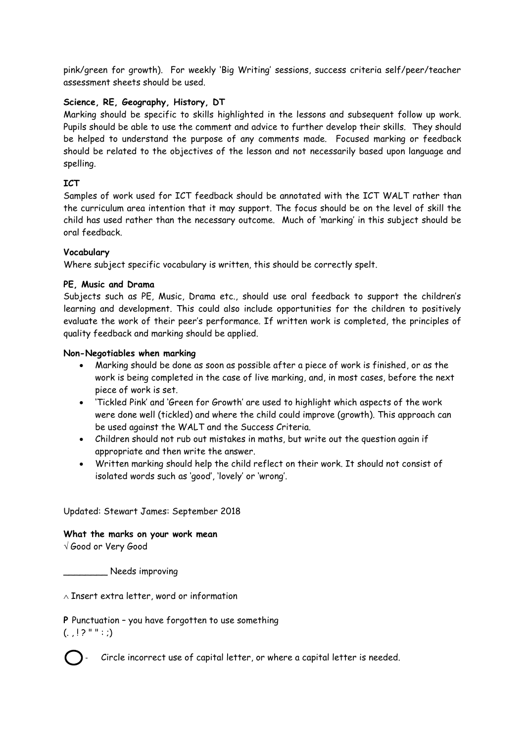pink/green for growth). For weekly 'Big Writing' sessions, success criteria self/peer/teacher assessment sheets should be used.

**Science, RE, Geography, History, DT**

Marking should be specific to skills highlighted in the lessons and subsequent follow up work. Pupils should be able to use the comment and advice to further develop their skills. They should be helped to understand the purpose of any comments made. Focused marking or feedback should be related to the objectives of the lesson and not necessarily based upon language and spelling.

**ICT**

Samples of work used for ICT feedback should be annotated with the ICT WALT rather than the curriculum area intention that it may support. The focus should be on the level of skill the child has used rather than the necessary outcome. Much of 'marking' in this subject should be oral feedback.

**Vocabulary**

Where subject specific vocabulary is written, this should be correctly spelt.

**PE, Music and Drama**

Subjects such as PE, Music, Drama etc., should use oral feedback to support the children's learning and development. This could also include opportunities for the children to positively evaluate the work of their peer's performance. If written work is completed, the principles of quality feedback and marking should be applied.

**Non-Negotiables when marking**

- Marking should be done as soon as possible after a piece of work is finished, or as the work is being completed in the case of live marking, and, in most cases, before the next piece of work is set.
- 'Tickled Pink' and 'Green for Growth' are used to highlight which aspects of the work were done well (tickled) and where the child could improve (growth). This approach can be used against the WALT and the Success Criteria.
- Children should not rub out mistakes in maths, but write out the question again if appropriate and then write the answer.
- Written marking should help the child reflect on their work. It should not consist of isolated words such as 'good', 'lovely' or 'wrong'.

Updated: Stewart James: September 2018

**What the marks on your work mean**

√ Good or Very Good

________ Needs improving

∧ Insert extra letter, word or information

**P** Punctuation – you have forgotten to use something
(. , ! ? " " : ;)

◯ - Circle incorrect use of capital letter, or where a capital letter is needed.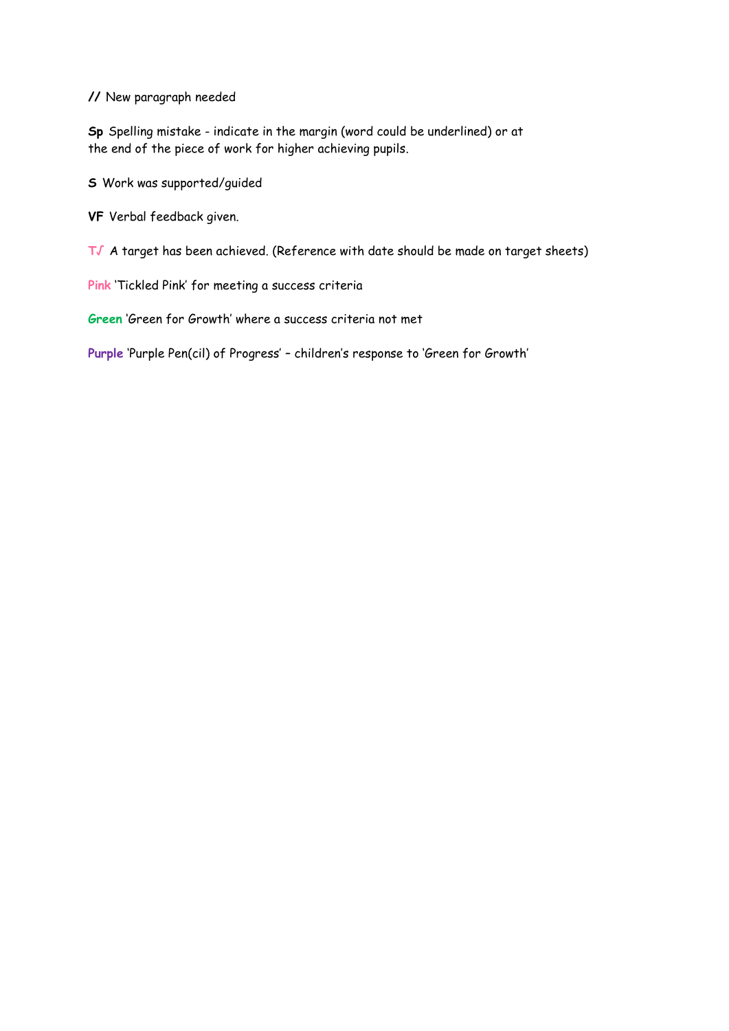**//** New paragraph needed

**Sp** Spelling mistake - indicate in the margin (word could be underlined) or at the end of the piece of work for higher achieving pupils.

**S** Work was supported/guided

**VF** Verbal feedback given.

**T√** A target has been achieved. (Reference with date should be made on target sheets)

**Pink** 'Tickled Pink' for meeting a success criteria

**Green** 'Green for Growth' where a success criteria not met

**Purple** 'Purple Pen(cil) of Progress' – children's response to 'Green for Growth'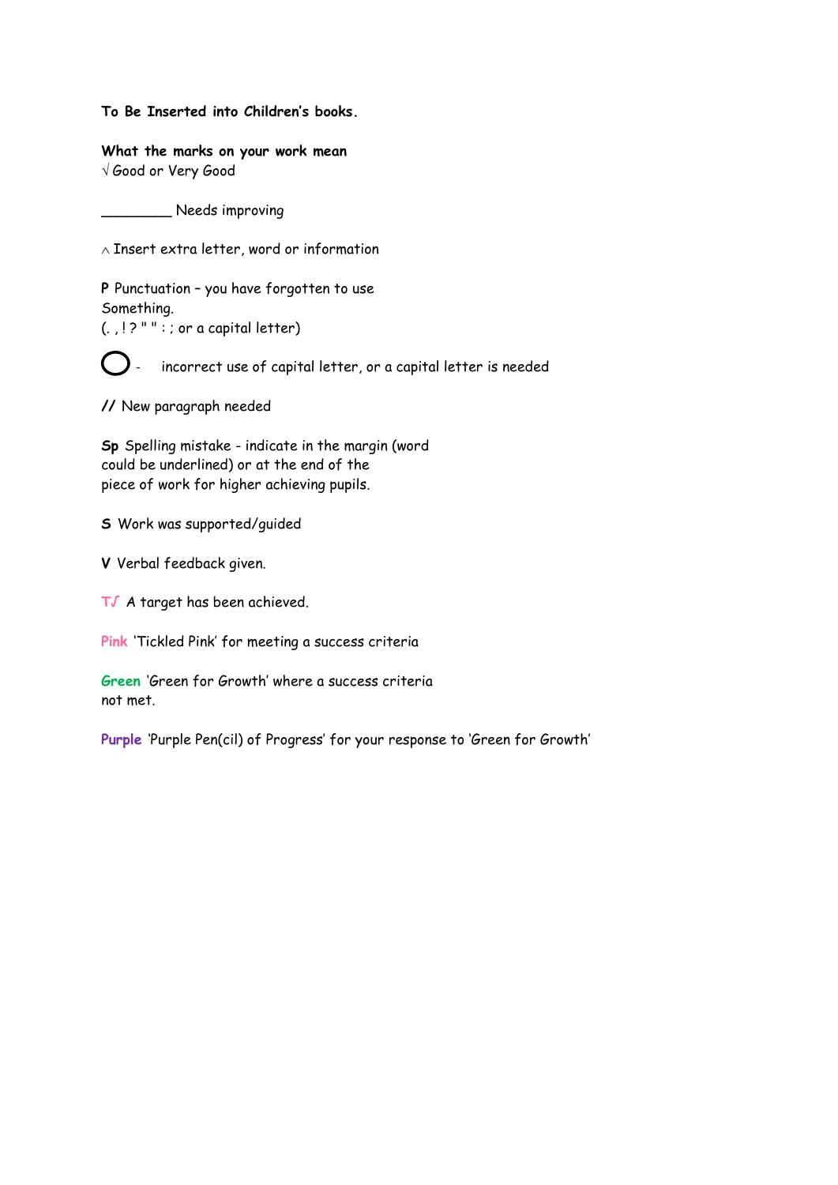**To Be Inserted into Children's books.**

**What the marks on your work mean**

√ Good or Very Good

________ Needs improving

^ Insert extra letter, word or information

**P** Punctuation – you have forgotten to use Something.
(. , ! ? " " : ; or a capital letter)

◯ - incorrect use of capital letter, or a capital letter is needed

**//** New paragraph needed

**Sp** Spelling mistake - indicate in the margin (word could be underlined) or at the end of the piece of work for higher achieving pupils.

**S** Work was supported/guided

**V** Verbal feedback given.

T√ A target has been achieved.

Pink 'Tickled Pink' for meeting a success criteria

**Green** 'Green for Growth' where a success criteria not met.

**Purple** 'Purple Pen(cil) of Progress' for your response to 'Green for Growth'